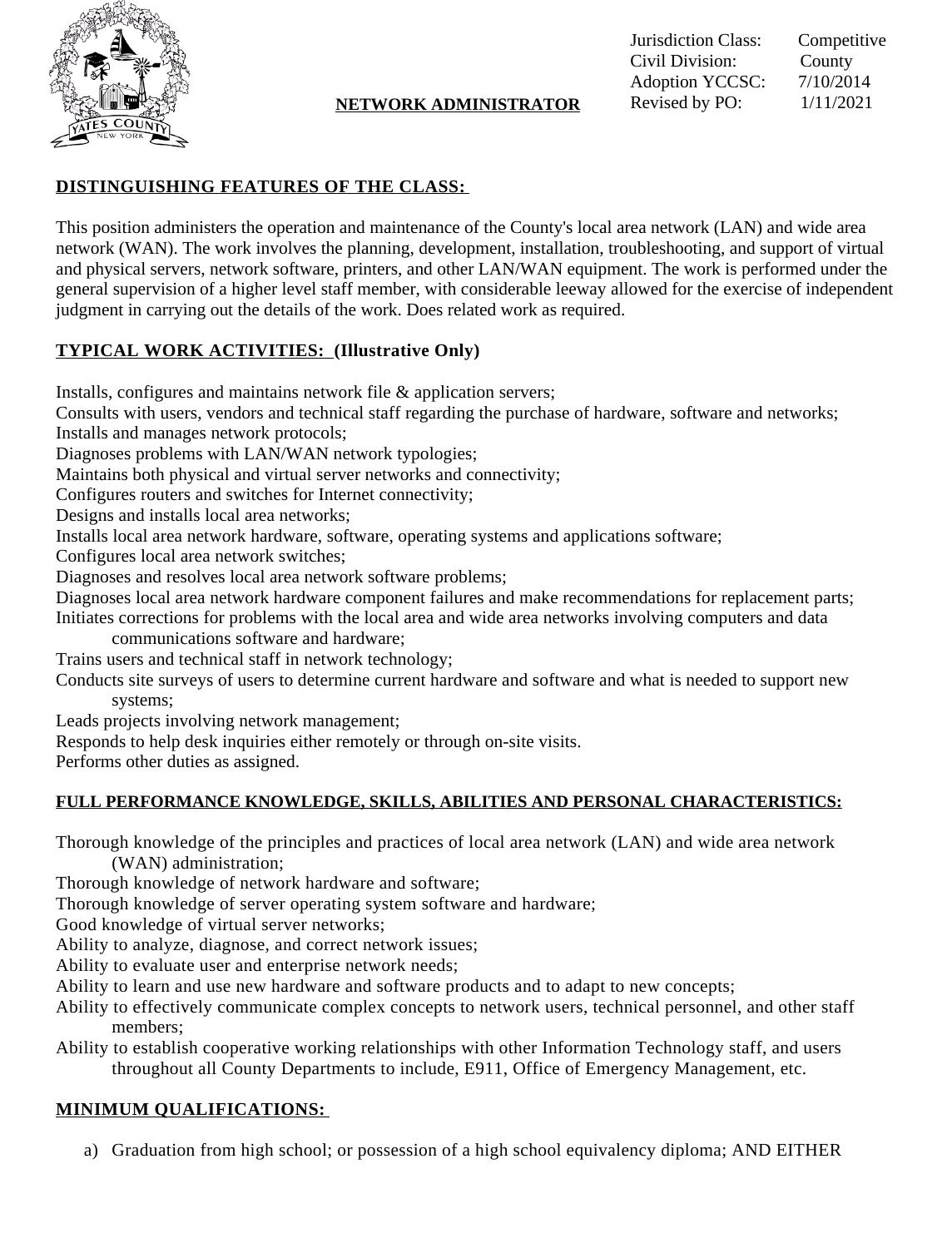Jurisdiction Class: Competitive
Civil Division: County
Adoption YCCSC: 7/10/2014
Revised by PO: 1/11/2021

# NETWORK ADMINISTRATOR

## DISTINGUISHING FEATURES OF THE CLASS:

This position administers the operation and maintenance of the County's local area network (LAN) and wide area network (WAN). The work involves the planning, development, installation, troubleshooting, and support of virtual and physical servers, network software, printers, and other LAN/WAN equipment. The work is performed under the general supervision of a higher level staff member, with considerable leeway allowed for the exercise of independent judgment in carrying out the details of the work. Does related work as required.

## TYPICAL WORK ACTIVITIES: (Illustrative Only)

Installs, configures and maintains network file & application servers;
Consults with users, vendors and technical staff regarding the purchase of hardware, software and networks;
Installs and manages network protocols;
Diagnoses problems with LAN/WAN network typologies;
Maintains both physical and virtual server networks and connectivity;
Configures routers and switches for Internet connectivity;
Designs and installs local area networks;
Installs local area network hardware, software, operating systems and applications software;
Configures local area network switches;
Diagnoses and resolves local area network software problems;
Diagnoses local area network hardware component failures and make recommendations for replacement parts;
Initiates corrections for problems with the local area and wide area networks involving computers and data communications software and hardware;
Trains users and technical staff in network technology;
Conducts site surveys of users to determine current hardware and software and what is needed to support new systems;
Leads projects involving network management;
Responds to help desk inquiries either remotely or through on-site visits.
Performs other duties as assigned.

## FULL PERFORMANCE KNOWLEDGE, SKILLS, ABILITIES AND PERSONAL CHARACTERISTICS:

Thorough knowledge of the principles and practices of local area network (LAN) and wide area network (WAN) administration;
Thorough knowledge of network hardware and software;
Thorough knowledge of server operating system software and hardware;
Good knowledge of virtual server networks;
Ability to analyze, diagnose, and correct network issues;
Ability to evaluate user and enterprise network needs;
Ability to learn and use new hardware and software products and to adapt to new concepts;
Ability to effectively communicate complex concepts to network users, technical personnel, and other staff members;
Ability to establish cooperative working relationships with other Information Technology staff, and users throughout all County Departments to include, E911, Office of Emergency Management, etc.

## MINIMUM QUALIFICATIONS:

a) Graduation from high school; or possession of a high school equivalency diploma; AND EITHER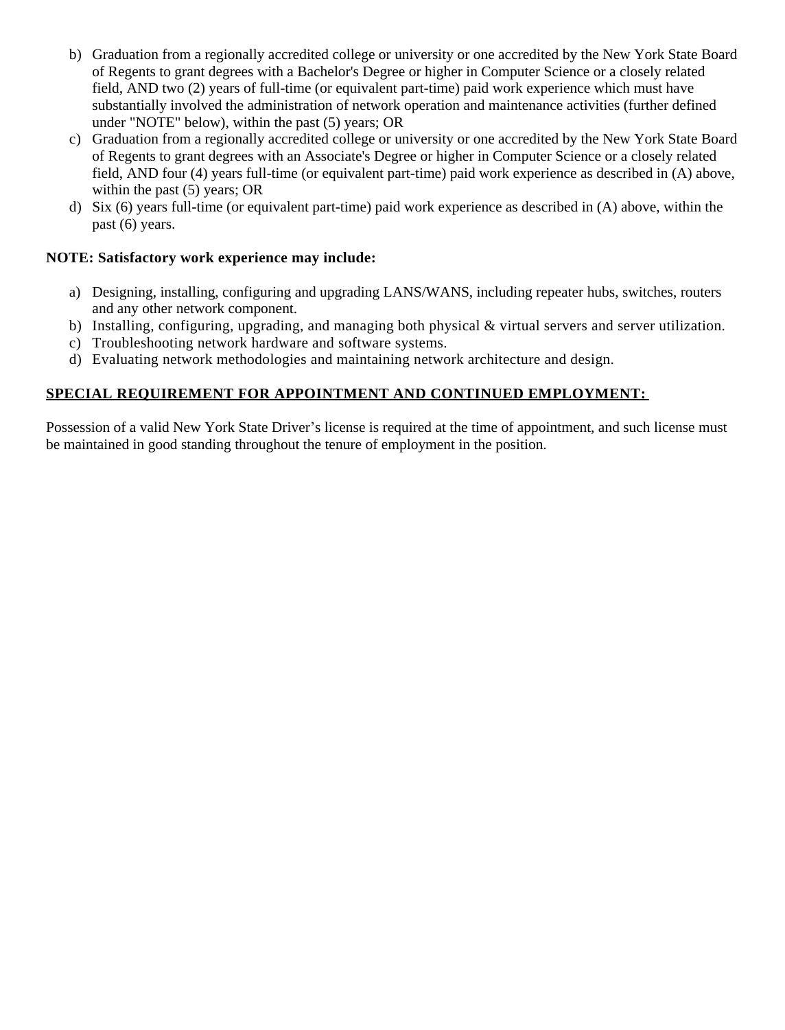b) Graduation from a regionally accredited college or university or one accredited by the New York State Board of Regents to grant degrees with a Bachelor's Degree or higher in Computer Science or a closely related field, AND two (2) years of full-time (or equivalent part-time) paid work experience which must have substantially involved the administration of network operation and maintenance activities (further defined under "NOTE" below), within the past (5) years; OR

c) Graduation from a regionally accredited college or university or one accredited by the New York State Board of Regents to grant degrees with an Associate's Degree or higher in Computer Science or a closely related field, AND four (4) years full-time (or equivalent part-time) paid work experience as described in (A) above, within the past (5) years; OR

d) Six (6) years full-time (or equivalent part-time) paid work experience as described in (A) above, within the past (6) years.

**NOTE: Satisfactory work experience may include:**

a) Designing, installing, configuring and upgrading LANS/WANS, including repeater hubs, switches, routers and any other network component.

b) Installing, configuring, upgrading, and managing both physical & virtual servers and server utilization.

c) Troubleshooting network hardware and software systems.

d) Evaluating network methodologies and maintaining network architecture and design.

**SPECIAL REQUIREMENT FOR APPOINTMENT AND CONTINUED EMPLOYMENT:**

Possession of a valid New York State Driver’s license is required at the time of appointment, and such license must be maintained in good standing throughout the tenure of employment in the position.